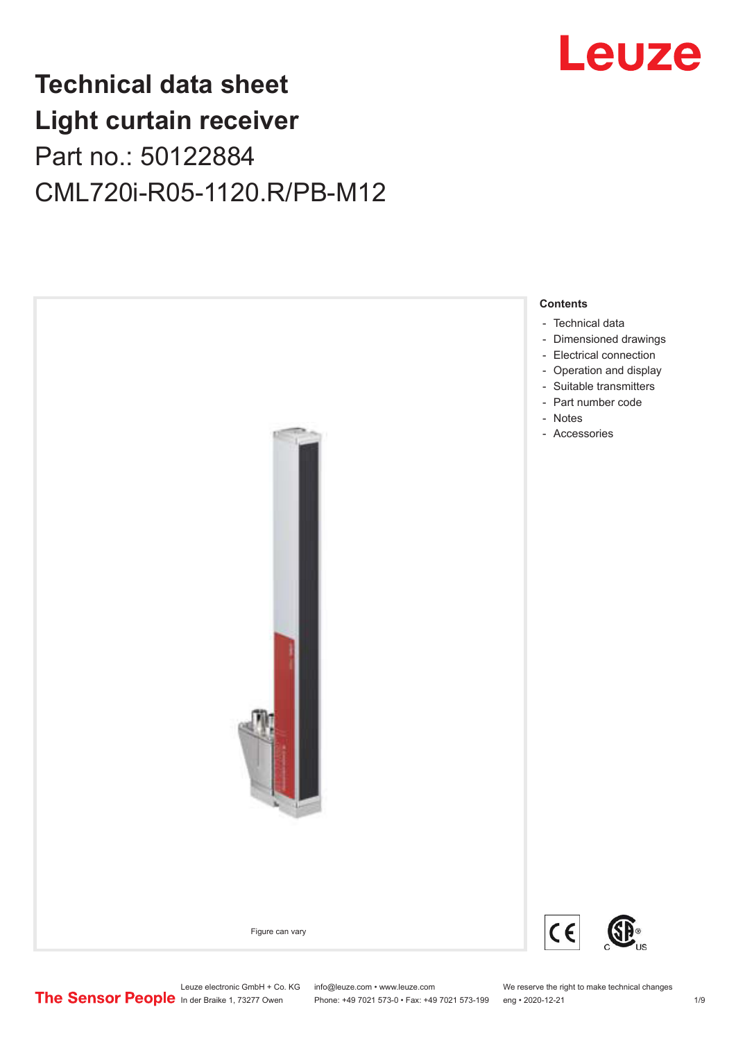# Technical data sheet
# Light curtain receiver

Part no.: 50122884

CML720i-R05-1120.R/PB-M12

Figure can vary

**Contents**

- Technical data
- Dimensioned drawings
- Electrical connection
- Operation and display
- Suitable transmitters
- Part number code
- Notes
- Accessories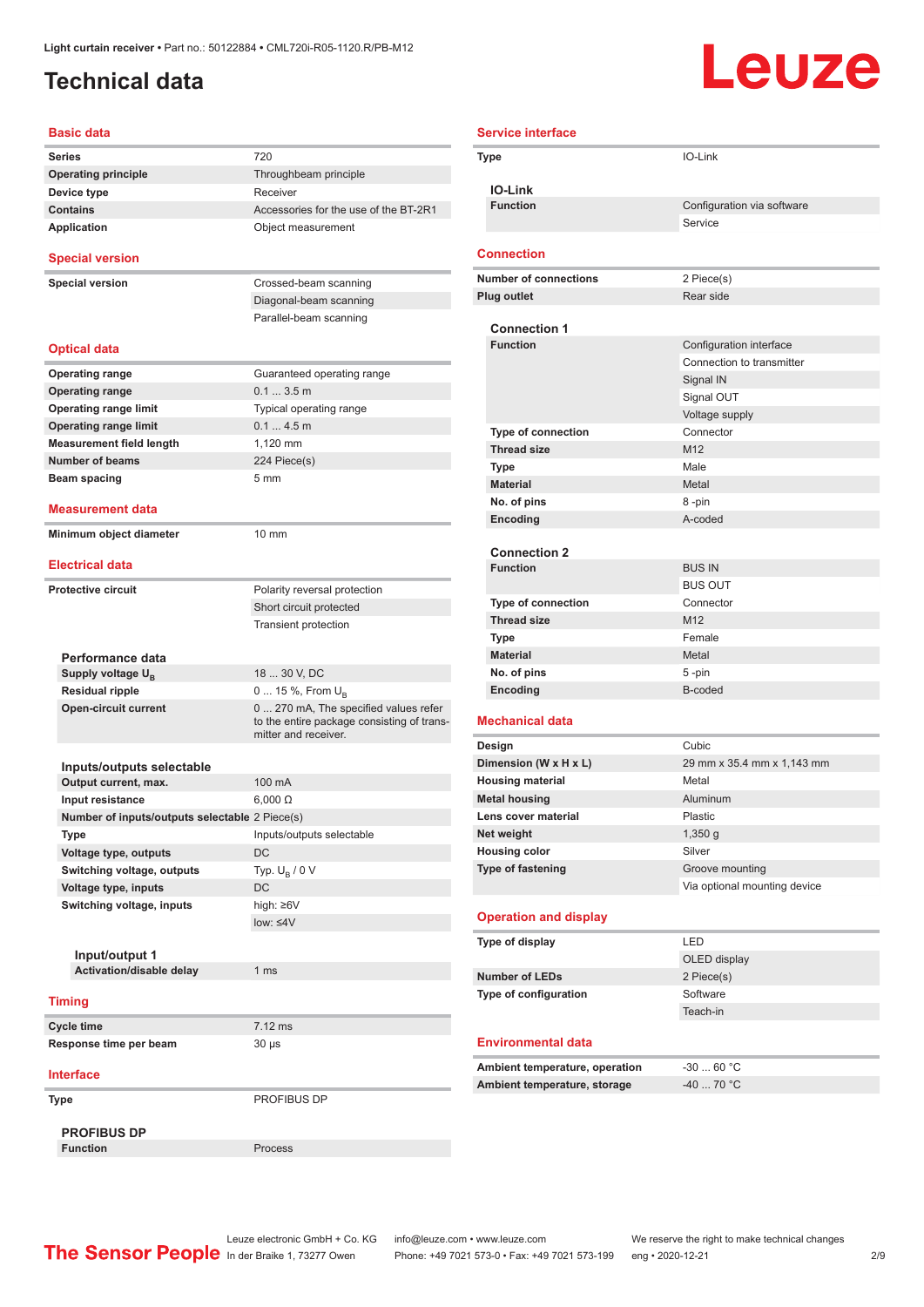Light curtain receiver • Part no.: 50122884 • CML720i-R05-1120.R/PB-M12

# Technical data

## Basic data

| | |
|---|---|
| Series | 720 |
| Operating principle | Throughbeam principle |
| Device type | Receiver |
| Contains | Accessories for the use of the BT-2R1 |
| Application | Object measurement |

## Special version

| | |
|---|---|
| Special version | Crossed-beam scanning |
| | Diagonal-beam scanning |
| | Parallel-beam scanning |

## Optical data

| | |
|---|---|
| Operating range | Guaranteed operating range |
| Operating range | 0.1 ... 3.5 m |
| Operating range limit | Typical operating range |
| Operating range limit | 0.1 ... 4.5 m |
| Measurement field length | 1,120 mm |
| Number of beams | 224 Piece(s) |
| Beam spacing | 5 mm |

## Measurement data

| | |
|---|---|
| Minimum object diameter | 10 mm |

## Electrical data

| | |
|---|---|
| Protective circuit | Polarity reversal protection |
| | Short circuit protected |
| | Transient protection |

### Performance data

| | |
|---|---|
| Supply voltage $U_B$ | 18 ... 30 V, DC |
| Residual ripple | 0 ... 15 %, From $U_B$ |
| Open-circuit current | 0 ... 270 mA, The specified values refer to the entire package consisting of transmitter and receiver. |

### Inputs/outputs selectable

| | |
|---|---|
| Output current, max. | 100 mA |
| Input resistance | 6,000 Ω |
| Number of inputs/outputs selectable | 2 Piece(s) |
| Type | Inputs/outputs selectable |
| Voltage type, outputs | DC |
| Switching voltage, outputs | Typ. $U_B$ / 0 V |
| Voltage type, inputs | DC |
| Switching voltage, inputs | high: ≥6V |
| | low: ≤4V |

#### Input/output 1

| | |
|---|---|
| Activation/disable delay | 1 ms |

## Timing

| | |
|---|---|
| Cycle time | 7.12 ms |
| Response time per beam | 30 µs |

## Interface

| | |
|---|---|
| Type | PROFIBUS DP |

### PROFIBUS DP

| | |
|---|---|
| Function | Process |

## Service interface

| | |
|---|---|
| Type | IO-Link |

### IO-Link

| | |
|---|---|
| Function | Configuration via software |
| | Service |

## Connection

| | |
|---|---|
| Number of connections | 2 Piece(s) |
| Plug outlet | Rear side |

### Connection 1

| | |
|---|---|
| Function | Configuration interface |
| | Connection to transmitter |
| | Signal IN |
| | Signal OUT |
| | Voltage supply |
| Type of connection | Connector |
| Thread size | M12 |
| Type | Male |
| Material | Metal |
| No. of pins | 8 -pin |
| Encoding | A-coded |

### Connection 2

| | |
|---|---|
| Function | BUS IN |
| | BUS OUT |
| Type of connection | Connector |
| Thread size | M12 |
| Type | Female |
| Material | Metal |
| No. of pins | 5 -pin |
| Encoding | B-coded |

## Mechanical data

| | |
|---|---|
| Design | Cubic |
| Dimension (W x H x L) | 29 mm x 35.4 mm x 1,143 mm |
| Housing material | Metal |
| Metal housing | Aluminum |
| Lens cover material | Plastic |
| Net weight | 1,350 g |
| Housing color | Silver |
| Type of fastening | Groove mounting |
| | Via optional mounting device |

## Operation and display

| | |
|---|---|
| Type of display | LED |
| | OLED display |
| Number of LEDs | 2 Piece(s) |
| Type of configuration | Software |
| | Teach-in |

## Environmental data

| | |
|---|---|
| Ambient temperature, operation | -30 ... 60 °C |
| Ambient temperature, storage | -40 ... 70 °C |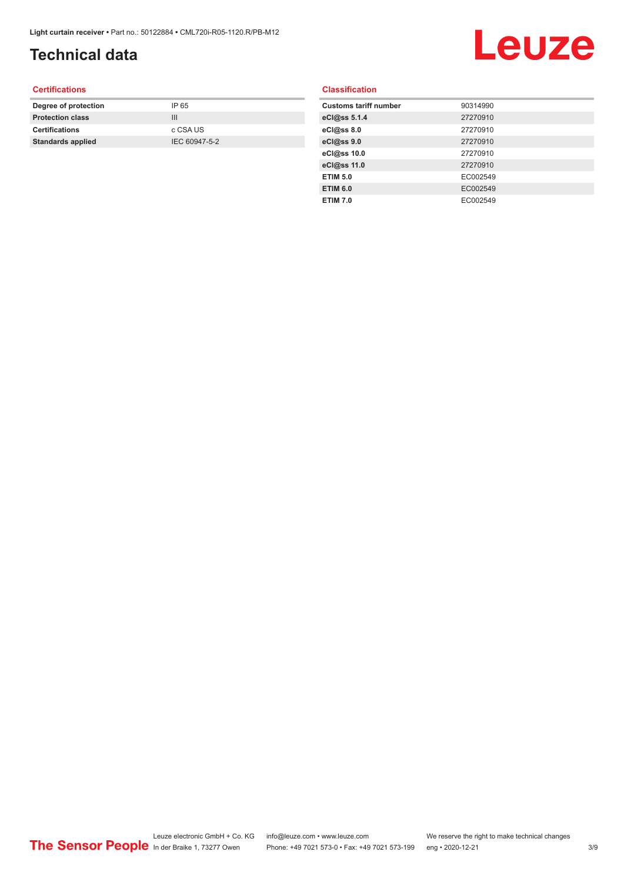# Technical data

## Certifications

| | |
|---|---|
| **Degree of protection** | IP 65 |
| **Protection class** | III |
| **Certifications** | c CSA US |
| **Standards applied** | IEC 60947-5-2 |

## Classification

| | |
|---|---|
| **Customs tariff number** | 90314990 |
| **eCl@ss 5.1.4** | 27270910 |
| **eCl@ss 8.0** | 27270910 |
| **eCl@ss 9.0** | 27270910 |
| **eCl@ss 10.0** | 27270910 |
| **eCl@ss 11.0** | 27270910 |
| **ETIM 5.0** | EC002549 |
| **ETIM 6.0** | EC002549 |
| **ETIM 7.0** | EC002549 |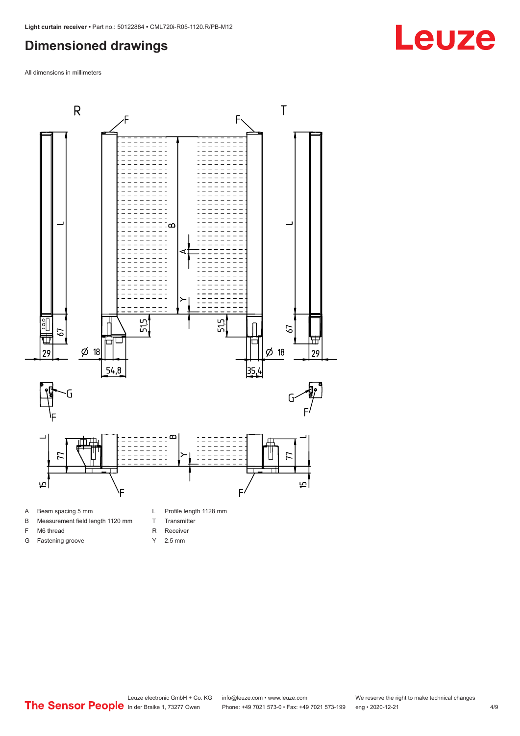# Dimensioned drawings

All dimensions in millimeters

| | | | |
|---|---|---|---|
| A | Beam spacing 5 mm | L | Profile length 1128 mm |
| B | Measurement field length 1120 mm | T | Transmitter |
| F | M6 thread | R | Receiver |
| G | Fastening groove | Y | 2.5 mm |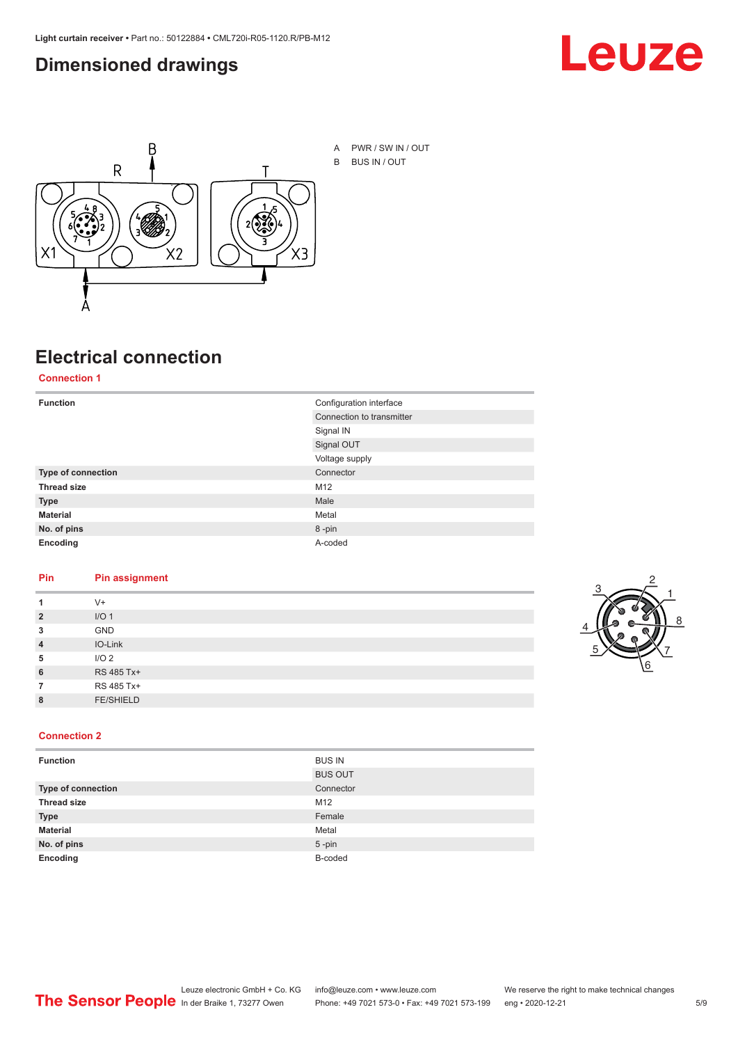## Dimensioned drawings

A PWR / SW IN / OUT

B BUS IN / OUT

## Electrical connection

### Connection 1

| | |
|---|---|
| **Function** | Configuration interface |
| | Connection to transmitter |
| | Signal IN |
| | Signal OUT |
| | Voltage supply |
| **Type of connection** | Connector |
| **Thread size** | M12 |
| **Type** | Male |
| **Material** | Metal |
| **No. of pins** | 8 -pin |
| **Encoding** | A-coded |

| Pin | Pin assignment |
|---|---|
| **1** | V+ |
| **2** | I/O 1 |
| **3** | GND |
| **4** | IO-Link |
| **5** | I/O 2 |
| **6** | RS 485 Tx+ |
| **7** | RS 485 Tx+ |
| **8** | FE/SHIELD |

### Connection 2

| | |
|---|---|
| **Function** | BUS IN |
| | BUS OUT |
| **Type of connection** | Connector |
| **Thread size** | M12 |
| **Type** | Female |
| **Material** | Metal |
| **No. of pins** | 5 -pin |
| **Encoding** | B-coded |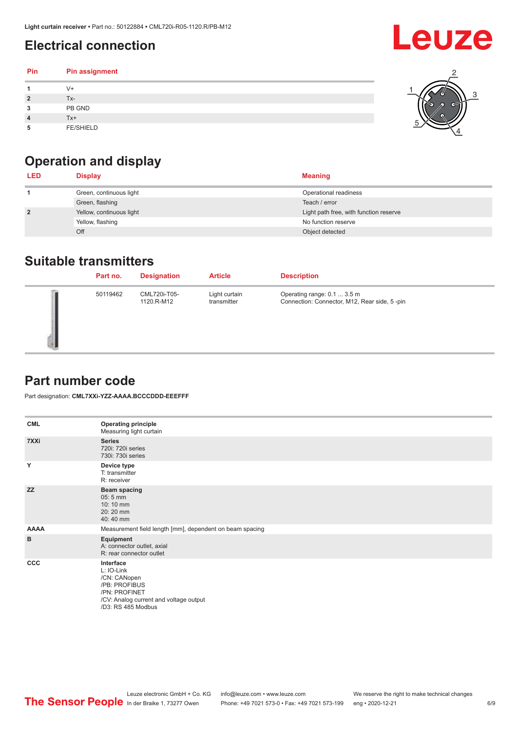# Electrical connection

| Pin | Pin assignment |
| --- | --- |
| 1 | V+ |
| 2 | Tx- |
| 3 | PB GND |
| 4 | Tx+ |
| 5 | FE/SHIELD |

# Operation and display

| LED | Display | Meaning |
| --- | --- | --- |
| 1 | Green, continuous light | Operational readiness |
| | Green, flashing | Teach / error |
| 2 | Yellow, continuous light | Light path free, with function reserve |
| | Yellow, flashing | No function reserve |
| | Off | Object detected |

# Suitable transmitters

| | Part no. | Designation | Article | Description |
| --- | --- | --- | --- | --- |
| | 50119462 | CML720i-T05-1120.R-M12 | Light curtain transmitter | Operating range: 0.1 ... 3.5 m<br>Connection: Connector, M12, Rear side, 5 -pin |

# Part number code

Part designation: **CML7XXi-YZZ-AAAA.BCCCDDD-EEEFFF**

| | |
| --- | --- |
| **CML** | **Operating principle**<br>Measuring light curtain |
| **7XXi** | **Series**<br>720i: 720i series<br>730i: 730i series |
| **Y** | **Device type**<br>T: transmitter<br>R: receiver |
| **ZZ** | **Beam spacing**<br>05: 5 mm<br>10: 10 mm<br>20: 20 mm<br>40: 40 mm |
| **AAAA** | Measurement field length [mm], dependent on beam spacing |
| **B** | **Equipment**<br>A: connector outlet, axial<br>R: rear connector outlet |
| **CCC** | **Interface**<br>L: IO-Link<br>/CN: CANopen<br>/PB: PROFIBUS<br>/PN: PROFINET<br>/CV: Analog current and voltage output<br>/D3: RS 485 Modbus |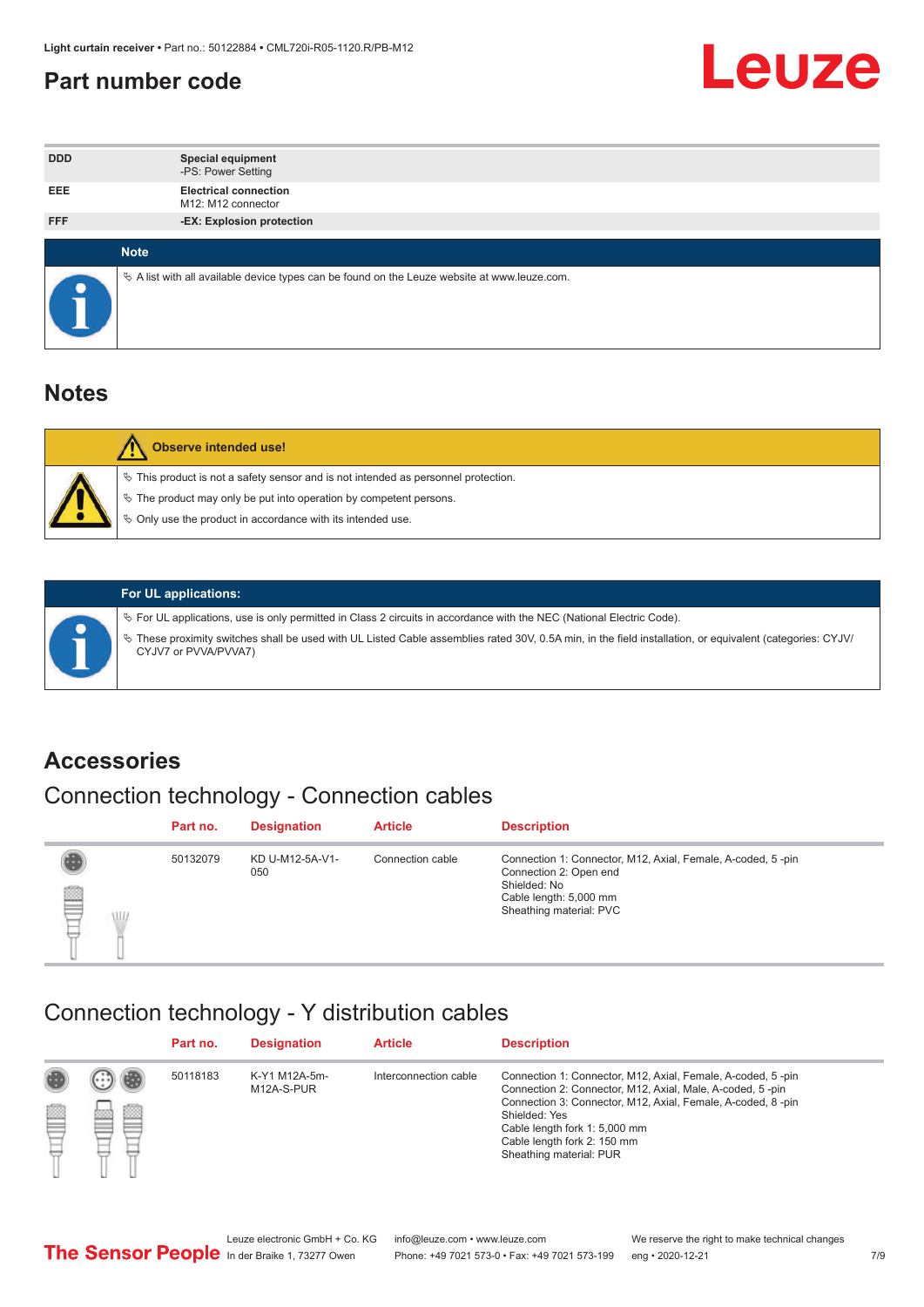## Part number code

| | |
|---|---|
| DDD | **Special equipment**<br>-PS: Power Setting |
| EEE | **Electrical connection**<br>M12: M12 connector |
| FFF | **-EX: Explosion protection** |

**Note**

- A list with all available device types can be found on the Leuze website at www.leuze.com.

## Notes

**Observe intended use!**

- This product is not a safety sensor and is not intended as personnel protection.
- The product may only be put into operation by competent persons.
- Only use the product in accordance with its intended use.

**For UL applications:**

- For UL applications, use is only permitted in Class 2 circuits in accordance with the NEC (National Electric Code).
- These proximity switches shall be used with UL Listed Cable assemblies rated 30V, 0.5A min, in the field installation, or equivalent (categories: CYJV/CYJV7 or PVVA/PVVA7)

## Accessories

### Connection technology - Connection cables

| Part no. | Designation | Article | Description |
|---|---|---|---|
| 50132079 | KD U-M12-5A-V1-050 | Connection cable | Connection 1: Connector, M12, Axial, Female, A-coded, 5 -pin<br>Connection 2: Open end<br>Shielded: No<br>Cable length: 5,000 mm<br>Sheathing material: PVC |

### Connection technology - Y distribution cables

| Part no. | Designation | Article | Description |
|---|---|---|---|
| 50118183 | K-Y1 M12A-5m-M12A-S-PUR | Interconnection cable | Connection 1: Connector, M12, Axial, Female, A-coded, 5 -pin<br>Connection 2: Connector, M12, Axial, Male, A-coded, 5 -pin<br>Connection 3: Connector, M12, Axial, Female, A-coded, 8 -pin<br>Shielded: Yes<br>Cable length fork 1: 5,000 mm<br>Cable length fork 2: 150 mm<br>Sheathing material: PUR |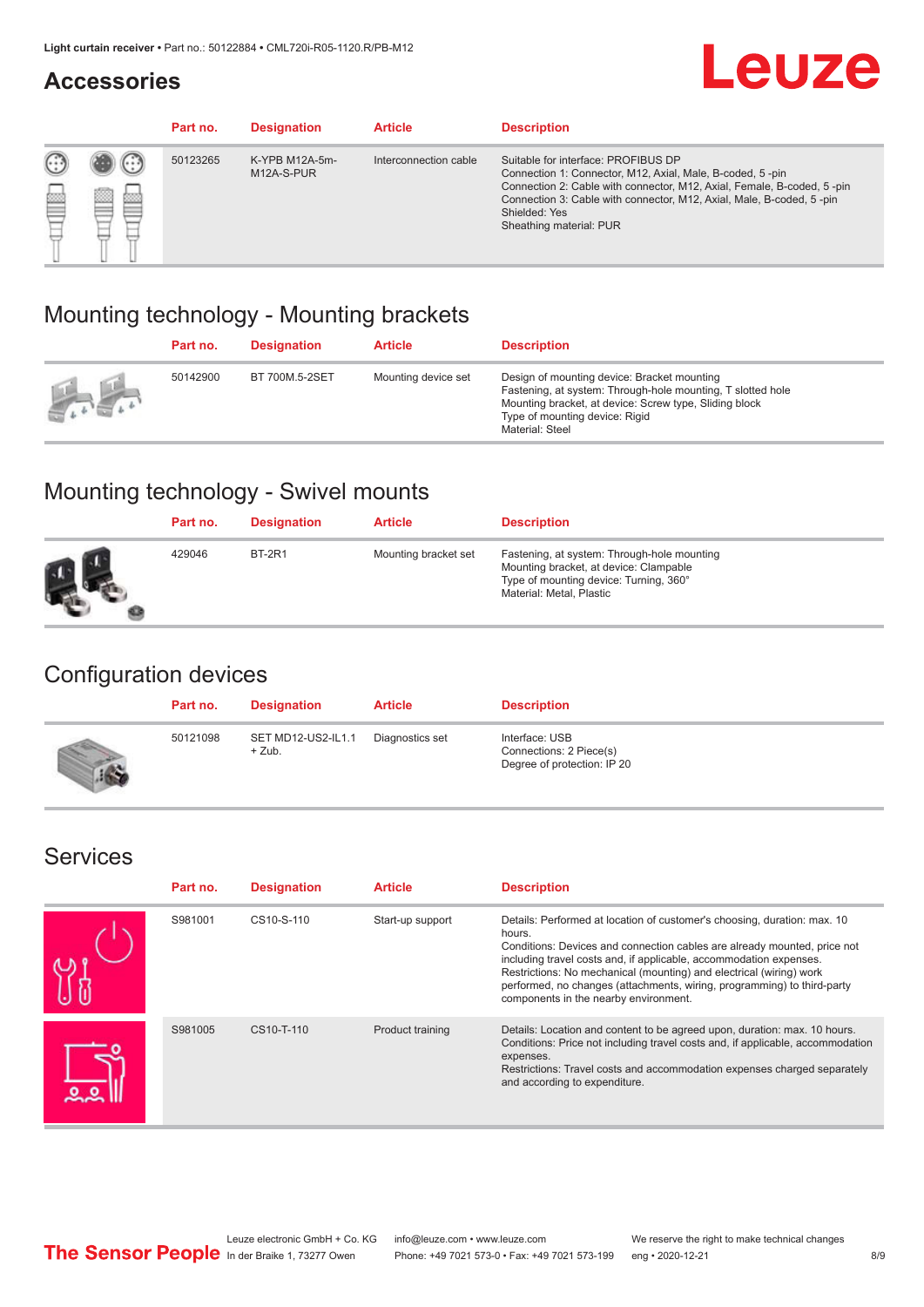## Accessories

| Part no. | Designation | Article | Description |
|---|---|---|---|
| 50123265 | K-YPB M12A-5m-M12A-S-PUR | Interconnection cable | Suitable for interface: PROFIBUS DP<br>Connection 1: Connector, M12, Axial, Male, B-coded, 5 -pin<br>Connection 2: Cable with connector, M12, Axial, Female, B-coded, 5 -pin<br>Connection 3: Cable with connector, M12, Axial, Male, B-coded, 5 -pin<br>Shielded: Yes<br>Sheathing material: PUR |

## Mounting technology - Mounting brackets

| Part no. | Designation | Article | Description |
|---|---|---|---|
| 50142900 | BT 700M.5-2SET | Mounting device set | Design of mounting device: Bracket mounting<br>Fastening, at system: Through-hole mounting, T slotted hole<br>Mounting bracket, at device: Screw type, Sliding block<br>Type of mounting device: Rigid<br>Material: Steel |

## Mounting technology - Swivel mounts

| Part no. | Designation | Article | Description |
|---|---|---|---|
| 429046 | BT-2R1 | Mounting bracket set | Fastening, at system: Through-hole mounting<br>Mounting bracket, at device: Clampable<br>Type of mounting device: Turning, 360°<br>Material: Metal, Plastic |

## Configuration devices

| Part no. | Designation | Article | Description |
|---|---|---|---|
| 50121098 | SET MD12-US2-IL1.1 + Zub. | Diagnostics set | Interface: USB<br>Connections: 2 Piece(s)<br>Degree of protection: IP 20 |

## Services

| Part no. | Designation | Article | Description |
|---|---|---|---|
| S981001 | CS10-S-110 | Start-up support | Details: Performed at location of customer's choosing, duration: max. 10 hours.<br>Conditions: Devices and connection cables are already mounted, price not including travel costs and, if applicable, accommodation expenses.<br>Restrictions: No mechanical (mounting) and electrical (wiring) work performed, no changes (attachments, wiring, programming) to third-party components in the nearby environment. |
| S981005 | CS10-T-110 | Product training | Details: Location and content to be agreed upon, duration: max. 10 hours.<br>Conditions: Price not including travel costs and, if applicable, accommodation expenses.<br>Restrictions: Travel costs and accommodation expenses charged separately and according to expenditure. |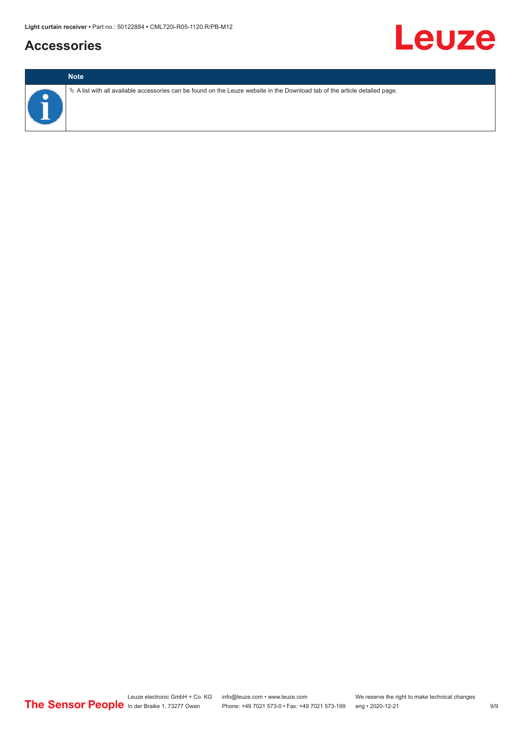## Accessories

| | Note |
|---|---|
| | ↳ A list with all available accessories can be found on the Leuze website in the Download tab of the article detailed page. |